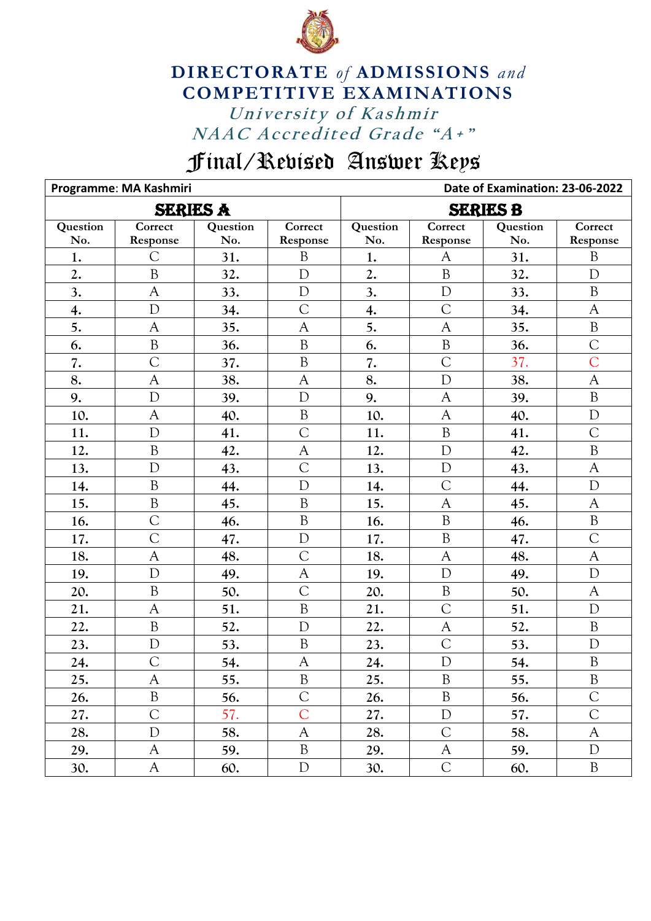# DIRECTORATE *of* ADMISSIONS *and* COMPETITIVE EXAMINATIONS

*University of Kashmir*

*NAAC Accredited Grade "A+"*

## Final/Revised Answer Keys

| **Programme**: MA Kashmiri | | | | | | | **Date of Examination: 23-06-2022** |
|---|---|---|---|---|---|---|---|
| **SERIES A** | | | | **SERIES B** | | | |
| Question No. | Correct Response | Question No. | Correct Response | Question No. | Correct Response | Question No. | Correct Response |
| 1. | C | 31. | B | 1. | A | 31. | B |
| 2. | B | 32. | D | 2. | B | 32. | D |
| 3. | A | 33. | D | 3. | D | 33. | B |
| 4. | D | 34. | C | 4. | C | 34. | A |
| 5. | A | 35. | A | 5. | A | 35. | B |
| 6. | B | 36. | B | 6. | B | 36. | C |
| 7. | C | 37. | B | 7. | C | 37. | C |
| 8. | A | 38. | A | 8. | D | 38. | A |
| 9. | D | 39. | D | 9. | A | 39. | B |
| 10. | A | 40. | B | 10. | A | 40. | D |
| 11. | D | 41. | C | 11. | B | 41. | C |
| 12. | B | 42. | A | 12. | D | 42. | B |
| 13. | D | 43. | C | 13. | D | 43. | A |
| 14. | B | 44. | D | 14. | C | 44. | D |
| 15. | B | 45. | B | 15. | A | 45. | A |
| 16. | C | 46. | B | 16. | B | 46. | B |
| 17. | C | 47. | D | 17. | B | 47. | C |
| 18. | A | 48. | C | 18. | A | 48. | A |
| 19. | D | 49. | A | 19. | D | 49. | D |
| 20. | B | 50. | C | 20. | B | 50. | A |
| 21. | A | 51. | B | 21. | C | 51. | D |
| 22. | B | 52. | D | 22. | A | 52. | B |
| 23. | D | 53. | B | 23. | C | 53. | D |
| 24. | C | 54. | A | 24. | D | 54. | B |
| 25. | A | 55. | B | 25. | B | 55. | B |
| 26. | B | 56. | C | 26. | B | 56. | C |
| 27. | C | 57. | C | 27. | D | 57. | C |
| 28. | D | 58. | A | 28. | C | 58. | A |
| 29. | A | 59. | B | 29. | A | 59. | D |
| 30. | A | 60. | D | 30. | C | 60. | B |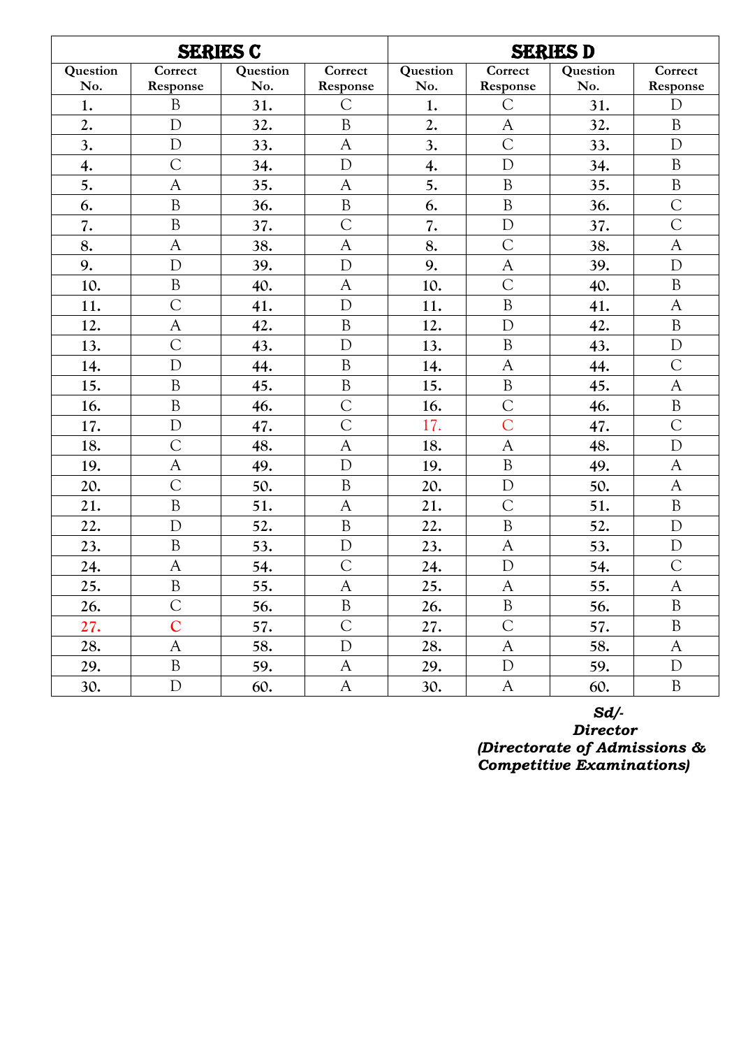| SERIES C | | | | SERIES D | | | |
|---|---|---|---|---|---|---|---|
| Question No. | Correct Response | Question No. | Correct Response | Question No. | Correct Response | Question No. | Correct Response |
| 1. | B | 31. | C | 1. | C | 31. | D |
| 2. | D | 32. | B | 2. | A | 32. | B |
| 3. | D | 33. | A | 3. | C | 33. | D |
| 4. | C | 34. | D | 4. | D | 34. | B |
| 5. | A | 35. | A | 5. | B | 35. | B |
| 6. | B | 36. | B | 6. | B | 36. | C |
| 7. | B | 37. | C | 7. | D | 37. | C |
| 8. | A | 38. | A | 8. | C | 38. | A |
| 9. | D | 39. | D | 9. | A | 39. | D |
| 10. | B | 40. | A | 10. | C | 40. | B |
| 11. | C | 41. | D | 11. | B | 41. | A |
| 12. | A | 42. | B | 12. | D | 42. | B |
| 13. | C | 43. | D | 13. | B | 43. | D |
| 14. | D | 44. | B | 14. | A | 44. | C |
| 15. | B | 45. | B | 15. | B | 45. | A |
| 16. | B | 46. | C | 16. | C | 46. | B |
| 17. | D | 47. | C | 17. | C | 47. | C |
| 18. | C | 48. | A | 18. | A | 48. | D |
| 19. | A | 49. | D | 19. | B | 49. | A |
| 20. | C | 50. | B | 20. | D | 50. | A |
| 21. | B | 51. | A | 21. | C | 51. | B |
| 22. | D | 52. | B | 22. | B | 52. | D |
| 23. | B | 53. | D | 23. | A | 53. | D |
| 24. | A | 54. | C | 24. | D | 54. | C |
| 25. | B | 55. | A | 25. | A | 55. | A |
| 26. | C | 56. | B | 26. | B | 56. | B |
| 27. | C | 57. | C | 27. | C | 57. | B |
| 28. | A | 58. | D | 28. | A | 58. | A |
| 29. | B | 59. | A | 29. | D | 59. | D |
| 30. | D | 60. | A | 30. | A | 60. | B |

***Sd/-***
***Director***
***(Directorate of Admissions & Competitive Examinations)***